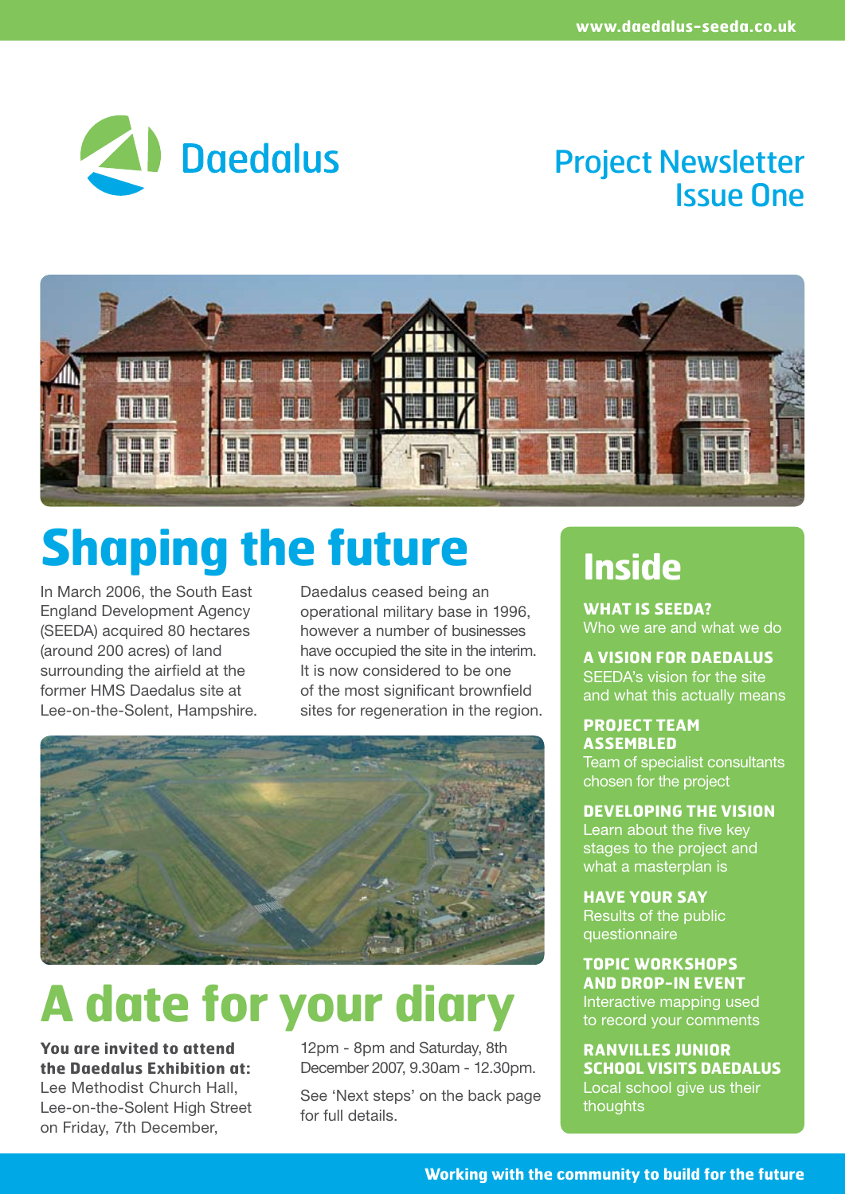# Daedalus

## Project Newsletter Issue One

# Shaping the future

In March 2006, the South East England Development Agency (SEEDA) acquired 80 hectares (around 200 acres) of land surrounding the airfield at the former HMS Daedalus site at Lee-on-the-Solent, Hampshire.

Daedalus ceased being an operational military base in 1996, however a number of businesses have occupied the site in the interim. It is now considered to be one of the most significant brownfield sites for regeneration in the region.

# A date for your diary

**You are invited to attend the Daedalus Exhibition at:** Lee Methodist Church Hall, Lee-on-the-Solent High Street on Friday, 7th December, 12pm - 8pm and Saturday, 8th December 2007, 9.30am - 12.30pm.

See 'Next steps' on the back page for full details.

## Inside

**WHAT IS SEEDA?**
Who we are and what we do

**A VISION FOR DAEDALUS**
SEEDA's vision for the site and what this actually means

**PROJECT TEAM ASSEMBLED**
Team of specialist consultants chosen for the project

**DEVELOPING THE VISION**
Learn about the five key stages to the project and what a masterplan is

**HAVE YOUR SAY**
Results of the public questionnaire

**TOPIC WORKSHOPS AND DROP-IN EVENT**
Interactive mapping used to record your comments

**RANVILLES JUNIOR SCHOOL VISITS DAEDALUS**
Local school give us their thoughts

**Working with the community to build for the future**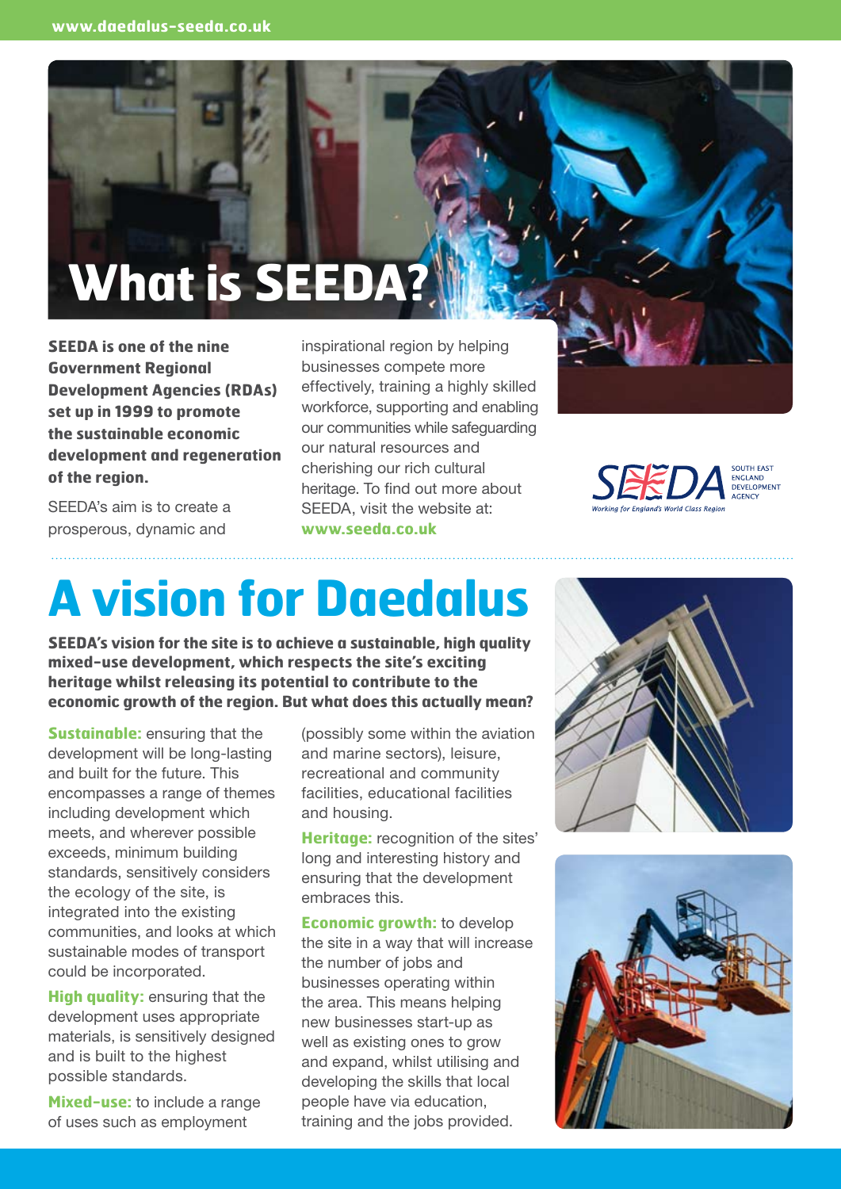# What is SEEDA?

**SEEDA is one of the nine Government Regional Development Agencies (RDAs) set up in 1999 to promote the sustainable economic development and regeneration of the region.**

SEEDA's aim is to create a prosperous, dynamic and inspirational region by helping businesses compete more effectively, training a highly skilled workforce, supporting and enabling our communities while safeguarding our natural resources and cherishing our rich cultural heritage. To find out more about SEEDA, visit the website at: **www.seeda.co.uk**

# A vision for Daedalus

**SEEDA's vision for the site is to achieve a sustainable, high quality mixed-use development, which respects the site's exciting heritage whilst releasing its potential to contribute to the economic growth of the region. But what does this actually mean?**

**Sustainable:** ensuring that the development will be long-lasting and built for the future. This encompasses a range of themes including development which meets, and wherever possible exceeds, minimum building standards, sensitively considers the ecology of the site, is integrated into the existing communities, and looks at which sustainable modes of transport could be incorporated.

**High quality:** ensuring that the development uses appropriate materials, is sensitively designed and is built to the highest possible standards.

**Mixed-use:** to include a range of uses such as employment (possibly some within the aviation and marine sectors), leisure, recreational and community facilities, educational facilities and housing.

**Heritage:** recognition of the sites' long and interesting history and ensuring that the development embraces this.

**Economic growth:** to develop the site in a way that will increase the number of jobs and businesses operating within the area. This means helping new businesses start-up as well as existing ones to grow and expand, whilst utilising and developing the skills that local people have via education, training and the jobs provided.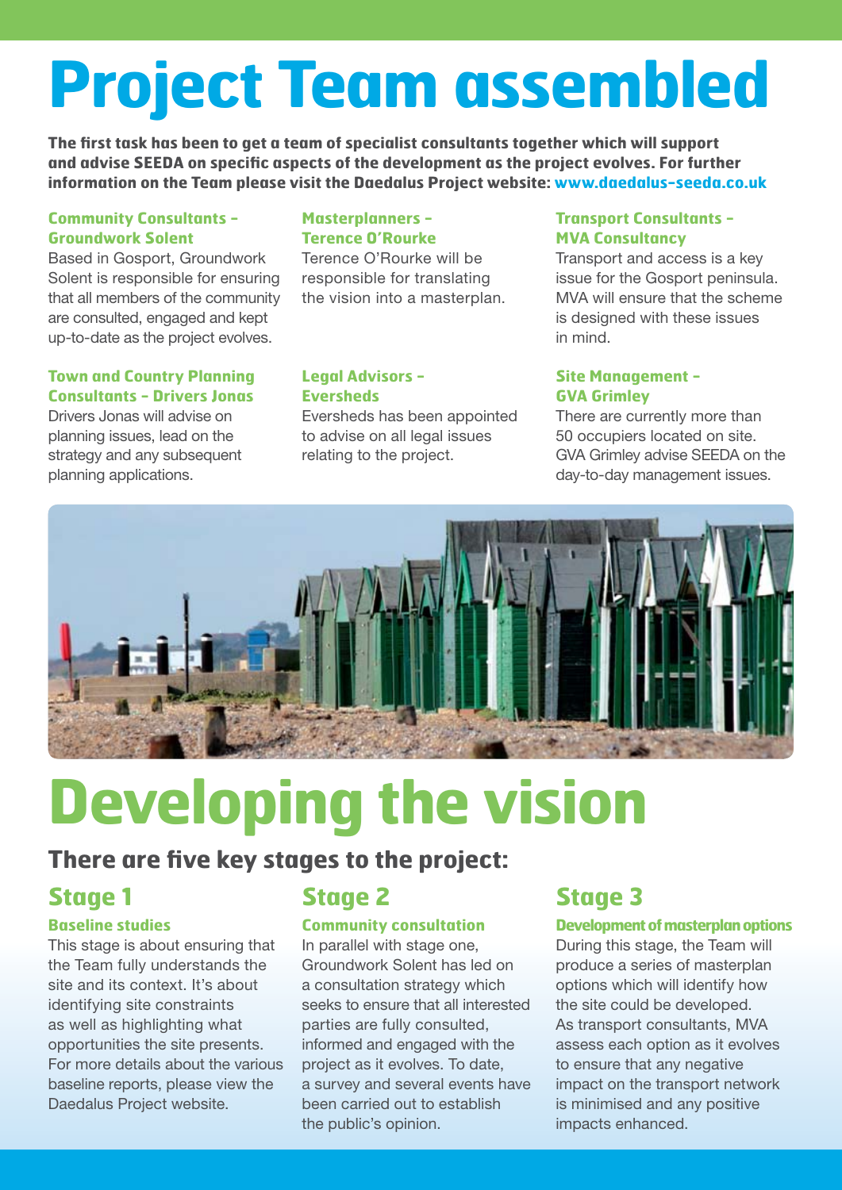# Project Team assembled

**The first task has been to get a team of specialist consultants together which will support and advise SEEDA on specific aspects of the development as the project evolves. For further information on the Team please visit the Daedalus Project website: www.daedalus-seeda.co.uk**

### Community Consultants – Groundwork Solent

Based in Gosport, Groundwork Solent is responsible for ensuring that all members of the community are consulted, engaged and kept up-to-date as the project evolves.

### Town and Country Planning Consultants – Drivers Jonas

Drivers Jonas will advise on planning issues, lead on the strategy and any subsequent planning applications.

### Masterplanners – Terence O'Rourke

Terence O'Rourke will be responsible for translating the vision into a masterplan.

### Legal Advisors – Eversheds

Eversheds has been appointed to advise on all legal issues relating to the project.

### Transport Consultants – MVA Consultancy

Transport and access is a key issue for the Gosport peninsula. MVA will ensure that the scheme is designed with these issues in mind.

### Site Management – GVA Grimley

There are currently more than 50 occupiers located on site. GVA Grimley advise SEEDA on the day-to-day management issues.

# Developing the vision

## There are five key stages to the project:

## Stage 1

### Baseline studies

This stage is about ensuring that the Team fully understands the site and its context. It's about identifying site constraints as well as highlighting what opportunities the site presents. For more details about the various baseline reports, please view the Daedalus Project website.

## Stage 2

### Community consultation

In parallel with stage one, Groundwork Solent has led on a consultation strategy which seeks to ensure that all interested parties are fully consulted, informed and engaged with the project as it evolves. To date, a survey and several events have been carried out to establish the public's opinion.

## Stage 3

### Development of masterplan options

During this stage, the Team will produce a series of masterplan options which will identify how the site could be developed. As transport consultants, MVA assess each option as it evolves to ensure that any negative impact on the transport network is minimised and any positive impacts enhanced.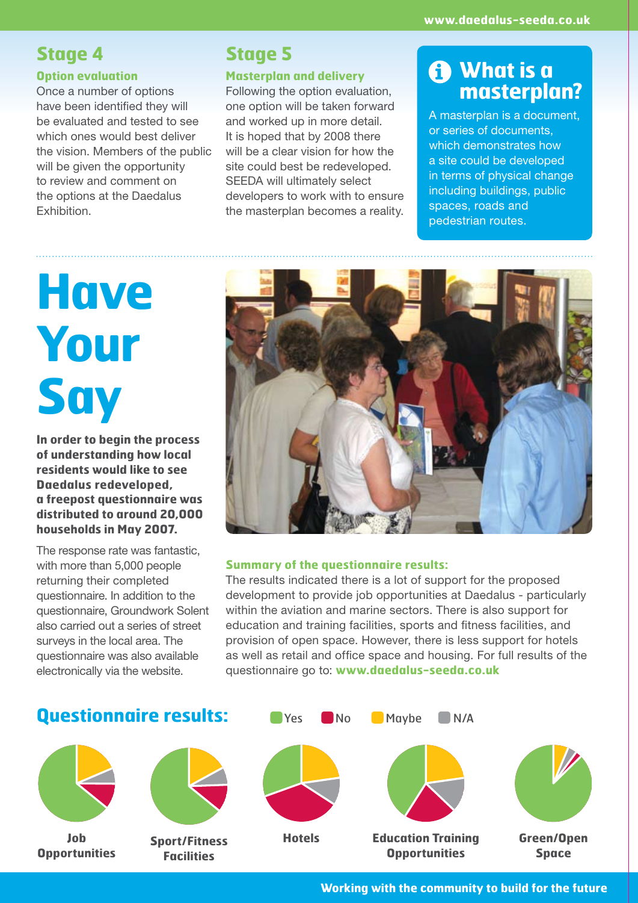## Stage 4

### Option evaluation

Once a number of options have been identified they will be evaluated and tested to see which ones would best deliver the vision. Members of the public will be given the opportunity to review and comment on the options at the Daedalus Exhibition.

## Stage 5

### Masterplan and delivery

Following the option evaluation, one option will be taken forward and worked up in more detail. It is hoped that by 2008 there will be a clear vision for how the site could best be redeveloped. SEEDA will ultimately select developers to work with to ensure the masterplan becomes a reality.

## What is a masterplan?

A masterplan is a document, or series of documents, which demonstrates how a site could be developed in terms of physical change including buildings, public spaces, roads and pedestrian routes.

# Have Your Say

**In order to begin the process of understanding how local residents would like to see Daedalus redeveloped, a freepost questionnaire was distributed to around 20,000 households in May 2007.**

The response rate was fantastic, with more than 5,000 people returning their completed questionnaire. In addition to the questionnaire, Groundwork Solent also carried out a series of street surveys in the local area. The questionnaire was also available electronically via the website.

### Summary of the questionnaire results:

The results indicated there is a lot of support for the proposed development to provide job opportunities at Daedalus - particularly within the aviation and marine sectors. There is also support for education and training facilities, sports and fitness facilities, and provision of open space. However, there is less support for hotels as well as retail and office space and housing. For full results of the questionnaire go to: **www.daedalus-seeda.co.uk**

## Questionnaire results:

Yes | No | Maybe | N/A

**Job Opportunities**

**Sport/Fitness Facilities**

**Hotels**

**Education Training Opportunities**

**Green/Open Space**

**Working with the community to build for the future**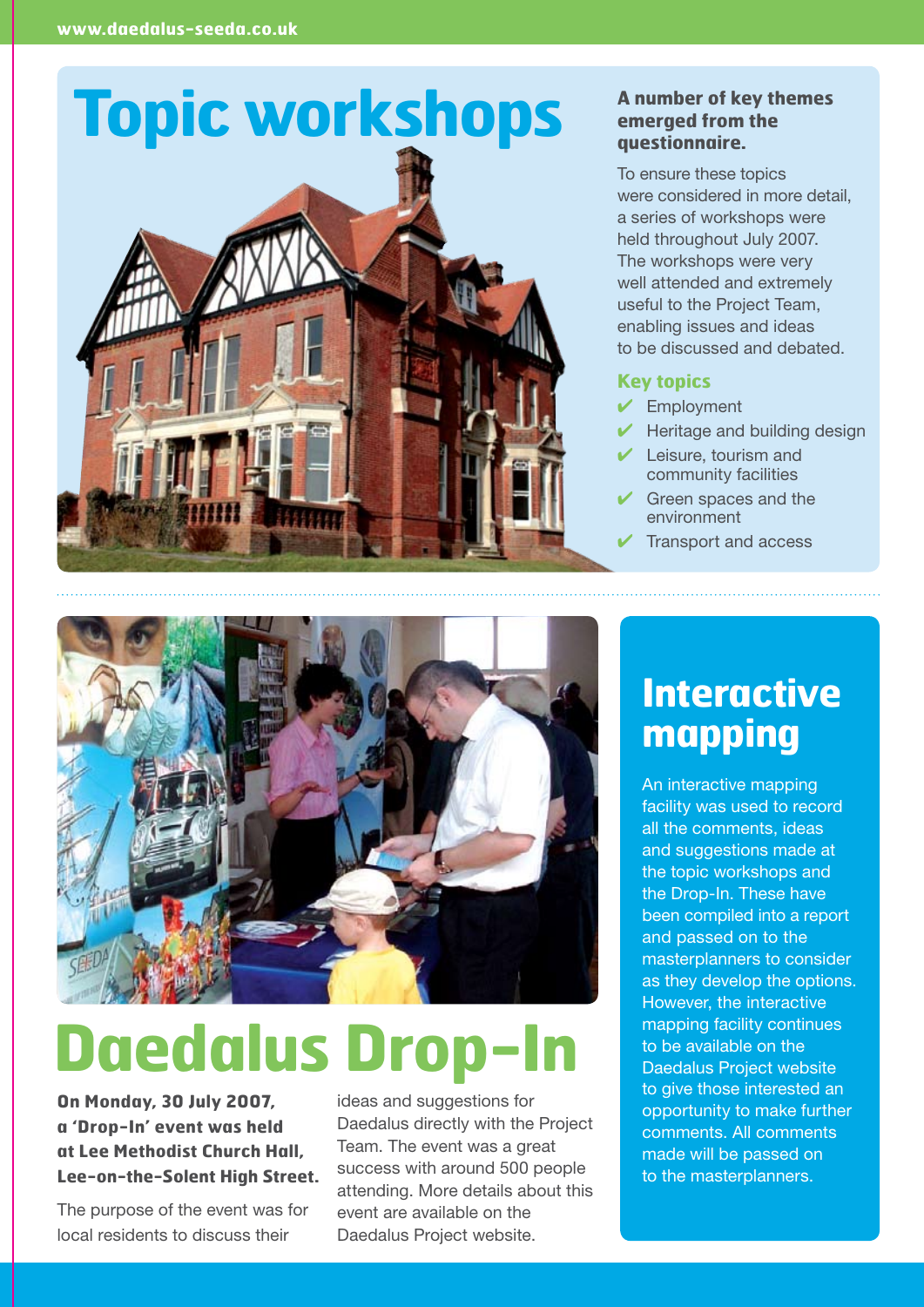# Topic workshops

**A number of key themes emerged from the questionnaire.**

To ensure these topics were considered in more detail, a series of workshops were held throughout July 2007. The workshops were very well attended and extremely useful to the Project Team, enabling issues and ideas to be discussed and debated.

### Key topics

- ✔ Employment
- ✔ Heritage and building design
- ✔ Leisure, tourism and community facilities
- ✔ Green spaces and the environment
- ✔ Transport and access

# Daedalus Drop-In

**On Monday, 30 July 2007, a 'Drop-In' event was held at Lee Methodist Church Hall, Lee-on-the-Solent High Street.**

The purpose of the event was for local residents to discuss their ideas and suggestions for Daedalus directly with the Project Team. The event was a great success with around 500 people attending. More details about this event are available on the Daedalus Project website.

## Interactive mapping

An interactive mapping facility was used to record all the comments, ideas and suggestions made at the topic workshops and the Drop-In. These have been compiled into a report and passed on to the masterplanners to consider as they develop the options. However, the interactive mapping facility continues to be available on the Daedalus Project website to give those interested an opportunity to make further comments. All comments made will be passed on to the masterplanners.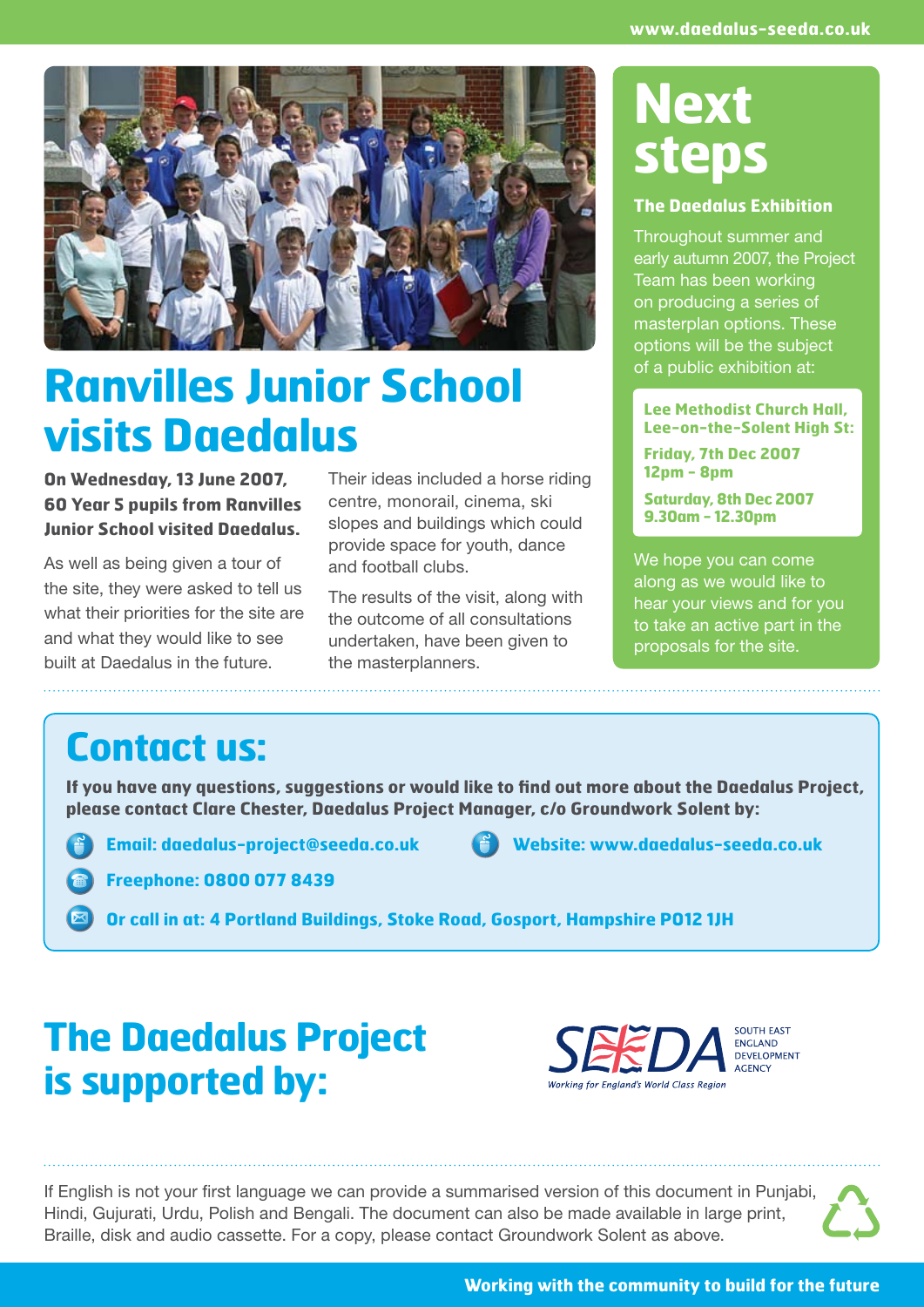# Ranvilles Junior School visits Daedalus

**On Wednesday, 13 June 2007, 60 Year 5 pupils from Ranvilles Junior School visited Daedalus.**

As well as being given a tour of the site, they were asked to tell us what their priorities for the site are and what they would like to see built at Daedalus in the future.

Their ideas included a horse riding centre, monorail, cinema, ski slopes and buildings which could provide space for youth, dance and football clubs.

The results of the visit, along with the outcome of all consultations undertaken, have been given to the masterplanners.

# Next steps

### The Daedalus Exhibition

Throughout summer and early autumn 2007, the Project Team has been working on producing a series of masterplan options. These options will be the subject of a public exhibition at:

**Lee Methodist Church Hall, Lee-on-the-Solent High St:**

**Friday, 7th Dec 2007**
**12pm – 8pm**

**Saturday, 8th Dec 2007**
**9.30am – 12.30pm**

We hope you can come along as we would like to hear your views and for you to take an active part in the proposals for the site.

## Contact us:

**If you have any questions, suggestions or would like to find out more about the Daedalus Project, please contact Clare Chester, Daedalus Project Manager, c/o Groundwork Solent by:**

- **Email: daedalus-project@seeda.co.uk**
- **Website: www.daedalus-seeda.co.uk**
- **Freephone: 0800 077 8439**
- **Or call in at: 4 Portland Buildings, Stoke Road, Gosport, Hampshire PO12 1JH**

## The Daedalus Project is supported by:

SEEDA SOUTH EAST ENGLAND DEVELOPMENT AGENCY

Working for England's World Class Region

If English is not your first language we can provide a summarised version of this document in Punjabi, Hindi, Gujurati, Urdu, Polish and Bengali. The document can also be made available in large print, Braille, disk and audio cassette. For a copy, please contact Groundwork Solent as above.

**Working with the community to build for the future**